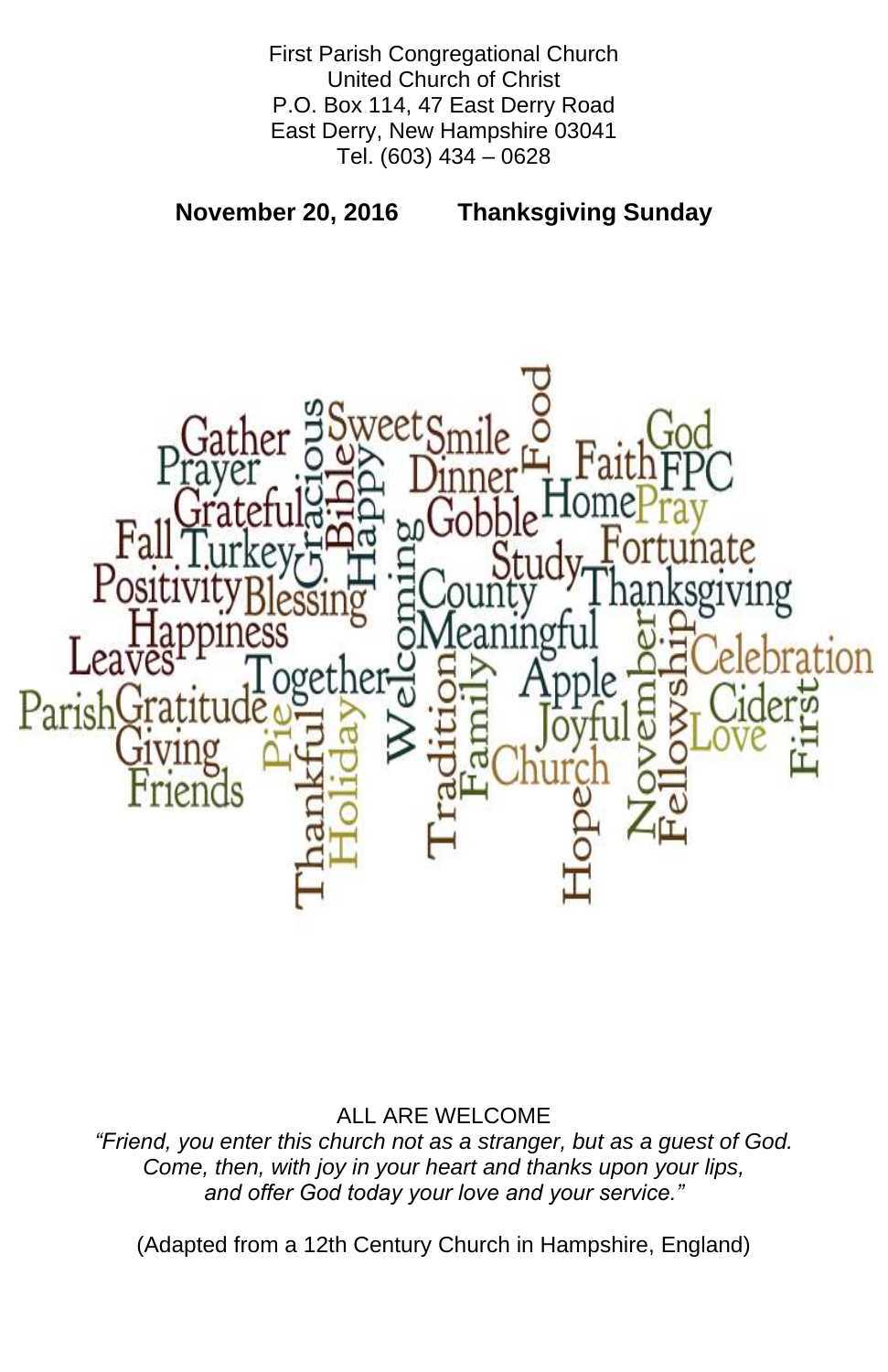First Parish Congregational Church
United Church of Christ
P.O. Box 114, 47 East Derry Road
East Derry, New Hampshire 03041
Tel. (603) 434 – 0628

**November 20, 2016 Thanksgiving Sunday**

ALL ARE WELCOME

*"Friend, you enter this church not as a stranger, but as a guest of God.*
*Come, then, with joy in your heart and thanks upon your lips,*
*and offer God today your love and your service."*

(Adapted from a 12th Century Church in Hampshire, England)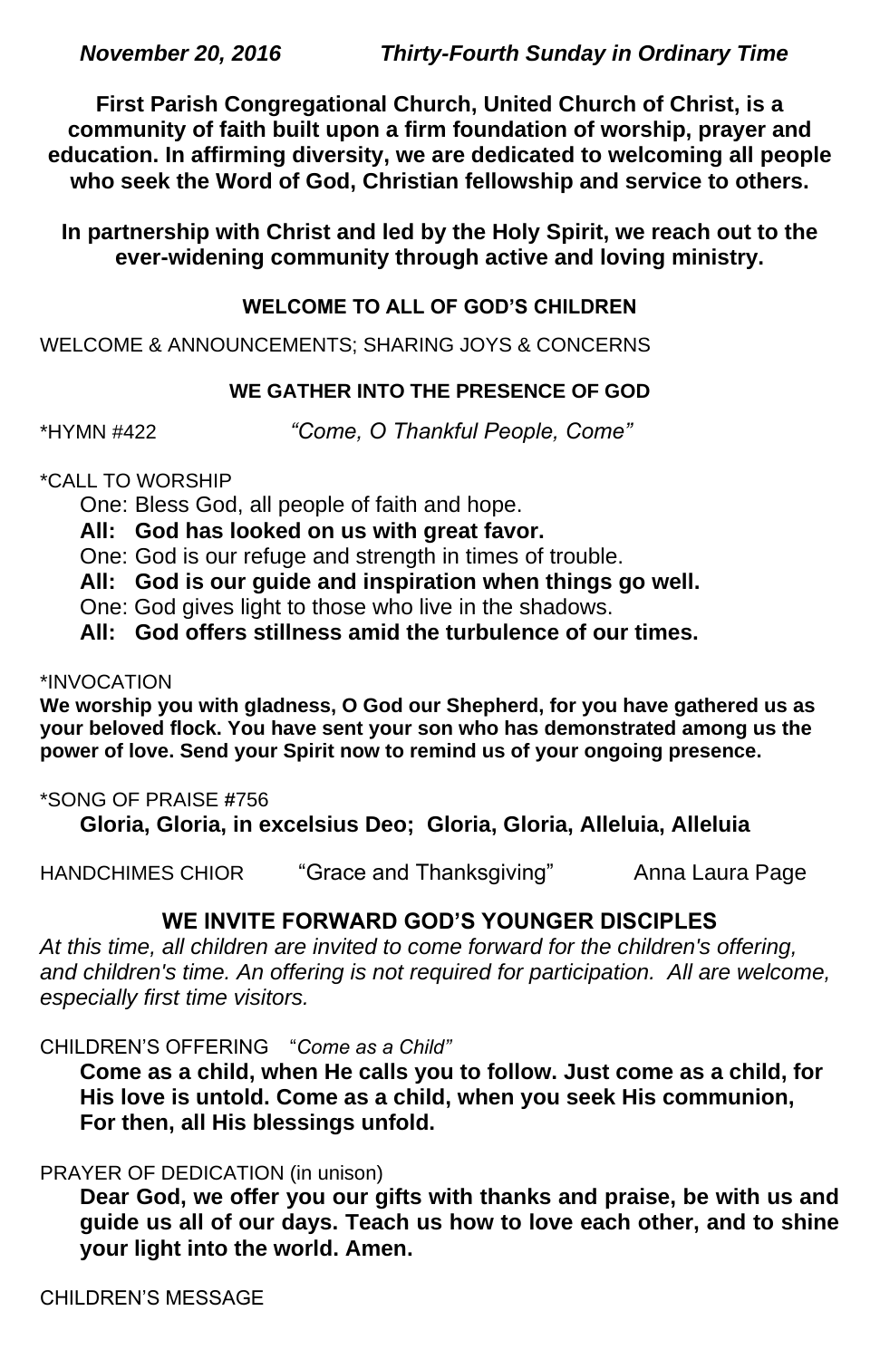***November 20, 2016 Thirty-Fourth Sunday in Ordinary Time***

**First Parish Congregational Church, United Church of Christ, is a community of faith built upon a firm foundation of worship, prayer and education. In affirming diversity, we are dedicated to welcoming all people who seek the Word of God, Christian fellowship and service to others.**

**In partnership with Christ and led by the Holy Spirit, we reach out to the ever-widening community through active and loving ministry.**

## WELCOME TO ALL OF GOD'S CHILDREN

WELCOME & ANNOUNCEMENTS; SHARING JOYS & CONCERNS

## WE GATHER INTO THE PRESENCE OF GOD

*HYMN #422 *"Come, O Thankful People, Come"*

*CALL TO WORSHIP

One: Bless God, all people of faith and hope.

**All: God has looked on us with great favor.**

One: God is our refuge and strength in times of trouble.

**All: God is our guide and inspiration when things go well.**

One: God gives light to those who live in the shadows.

**All: God offers stillness amid the turbulence of our times.**

*INVOCATION

**We worship you with gladness, O God our Shepherd, for you have gathered us as your beloved flock. You have sent your son who has demonstrated among us the power of love. Send your Spirit now to remind us of your ongoing presence.**

*SONG OF PRAISE #756

**Gloria, Gloria, in excelsius Deo; Gloria, Gloria, Alleluia, Alleluia**

HANDCHIMES CHIOR "Grace and Thanksgiving" Anna Laura Page

## WE INVITE FORWARD GOD'S YOUNGER DISCIPLES

*At this time, all children are invited to come forward for the children's offering, and children's time. An offering is not required for participation. All are welcome, especially first time visitors.*

CHILDREN'S OFFERING "*Come as a Child"*

**Come as a child, when He calls you to follow. Just come as a child, for His love is untold. Come as a child, when you seek His communion, For then, all His blessings unfold.**

PRAYER OF DEDICATION (in unison)

**Dear God, we offer you our gifts with thanks and praise, be with us and guide us all of our days. Teach us how to love each other, and to shine your light into the world. Amen.**

CHILDREN'S MESSAGE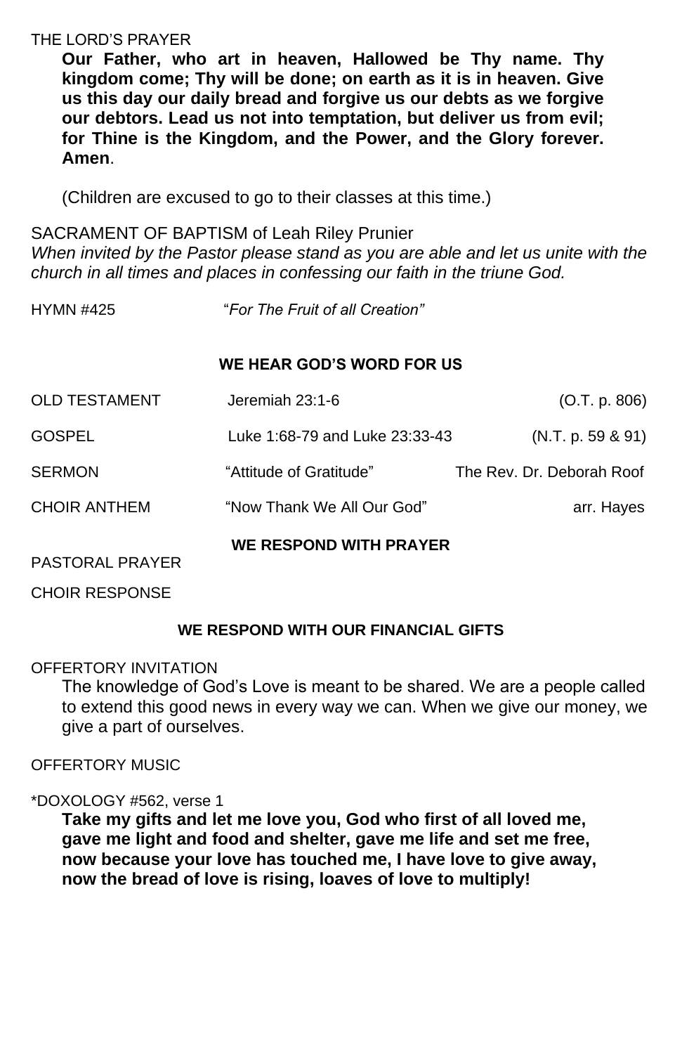THE LORD'S PRAYER

**Our Father, who art in heaven, Hallowed be Thy name. Thy kingdom come; Thy will be done; on earth as it is in heaven. Give us this day our daily bread and forgive us our debts as we forgive our debtors. Lead us not into temptation, but deliver us from evil; for Thine is the Kingdom, and the Power, and the Glory forever. Amen**.

(Children are excused to go to their classes at this time.)

SACRAMENT OF BAPTISM of Leah Riley Prunier

*When invited by the Pastor please stand as you are able and let us unite with the church in all times and places in confessing our faith in the triune God.*

HYMN #425 "*For The Fruit of all Creation"*

**WE HEAR GOD'S WORD FOR US**

OLD TESTAMENT Jeremiah 23:1-6 (O.T. p. 806)

GOSPEL Luke 1:68-79 and Luke 23:33-43 (N.T. p. 59 & 91)

SERMON "Attitude of Gratitude" The Rev. Dr. Deborah Roof

CHOIR ANTHEM "Now Thank We All Our God" arr. Hayes

**WE RESPOND WITH PRAYER**

PASTORAL PRAYER

CHOIR RESPONSE

**WE RESPOND WITH OUR FINANCIAL GIFTS**

OFFERTORY INVITATION

The knowledge of God's Love is meant to be shared. We are a people called to extend this good news in every way we can. When we give our money, we give a part of ourselves.

OFFERTORY MUSIC

*DOXOLOGY #562, verse 1

**Take my gifts and let me love you, God who first of all loved me,
gave me light and food and shelter, gave me life and set me free,
now because your love has touched me, I have love to give away,
now the bread of love is rising, loaves of love to multiply!**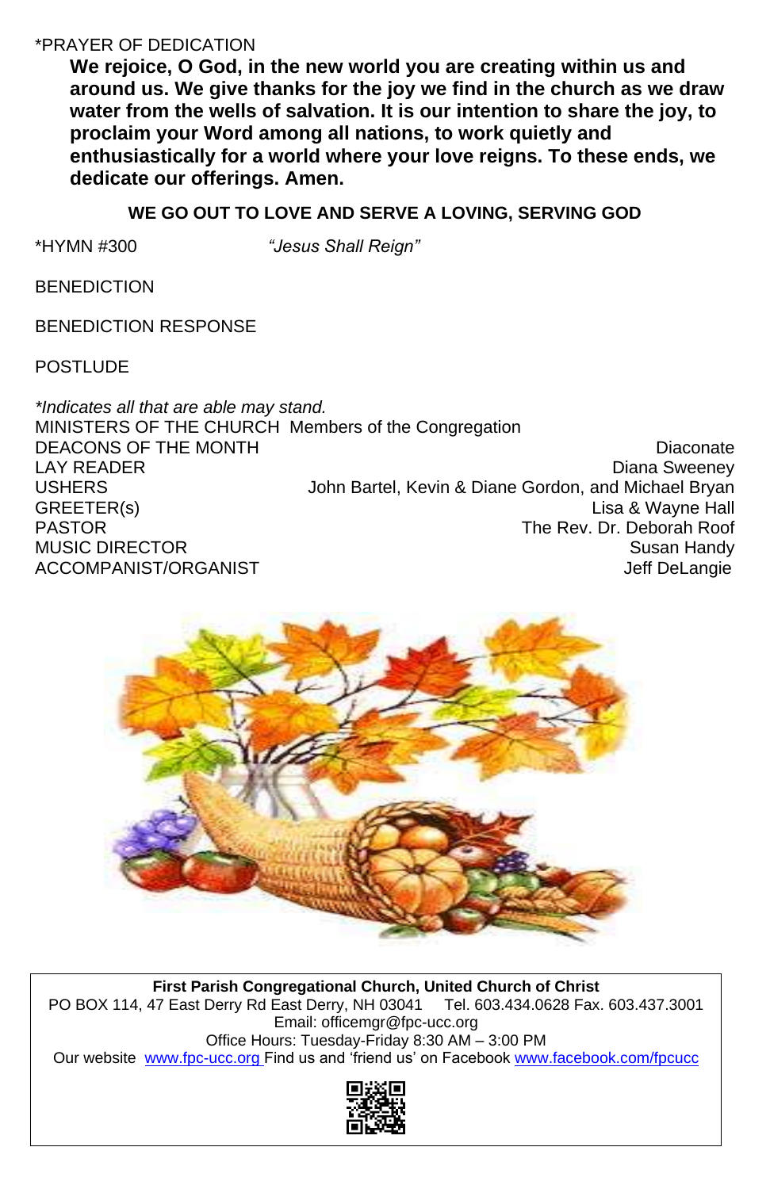*PRAYER OF DEDICATION

**We rejoice, O God, in the new world you are creating within us and around us. We give thanks for the joy we find in the church as we draw water from the wells of salvation. It is our intention to share the joy, to proclaim your Word among all nations, to work quietly and enthusiastically for a world where your love reigns. To these ends, we dedicate our offerings. Amen.**

**WE GO OUT TO LOVE AND SERVE A LOVING, SERVING GOD**

*HYMN #300 *"Jesus Shall Reign"*

BENEDICTION

BENEDICTION RESPONSE

POSTLUDE

*\*Indicates all that are able may stand.*

MINISTERS OF THE CHURCH Members of the Congregation

| | |
|---|---|
| DEACONS OF THE MONTH | Diaconate |
| LAY READER | Diana Sweeney |
| USHERS | John Bartel, Kevin & Diane Gordon, and Michael Bryan |
| GREETER(s) | Lisa & Wayne Hall |
| PASTOR | The Rev. Dr. Deborah Roof |
| MUSIC DIRECTOR | Susan Handy |
| ACCOMPANIST/ORGANIST | Jeff DeLangie |

**First Parish Congregational Church, United Church of Christ**

PO BOX 114, 47 East Derry Rd East Derry, NH 03041 Tel. 603.434.0628 Fax. 603.437.3001

Email: officemgr@fpc-ucc.org

Office Hours: Tuesday-Friday 8:30 AM – 3:00 PM

Our website www.fpc-ucc.org Find us and 'friend us' on Facebook www.facebook.com/fpcucc